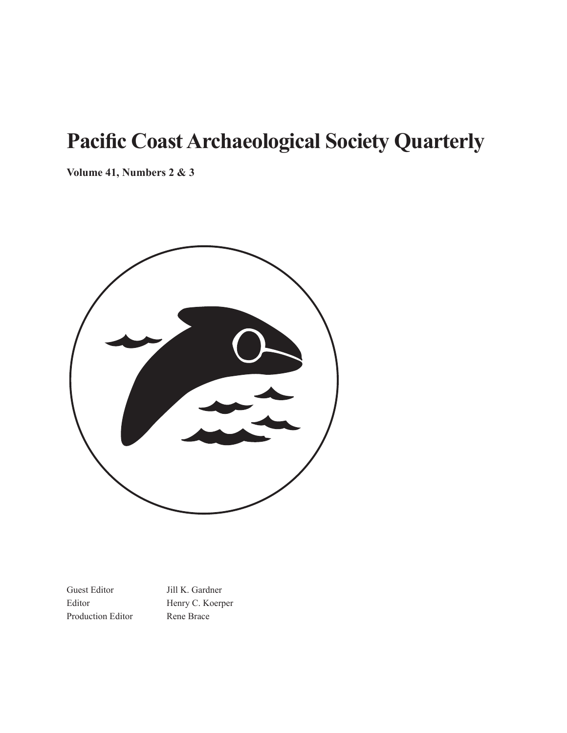# Pacific Coast Archaeological Society Quarterly

**Volume 41, Numbers 2 & 3**

| | |
|---|---|
| Guest Editor | Jill K. Gardner |
| Editor | Henry C. Koerper |
| Production Editor | Rene Brace |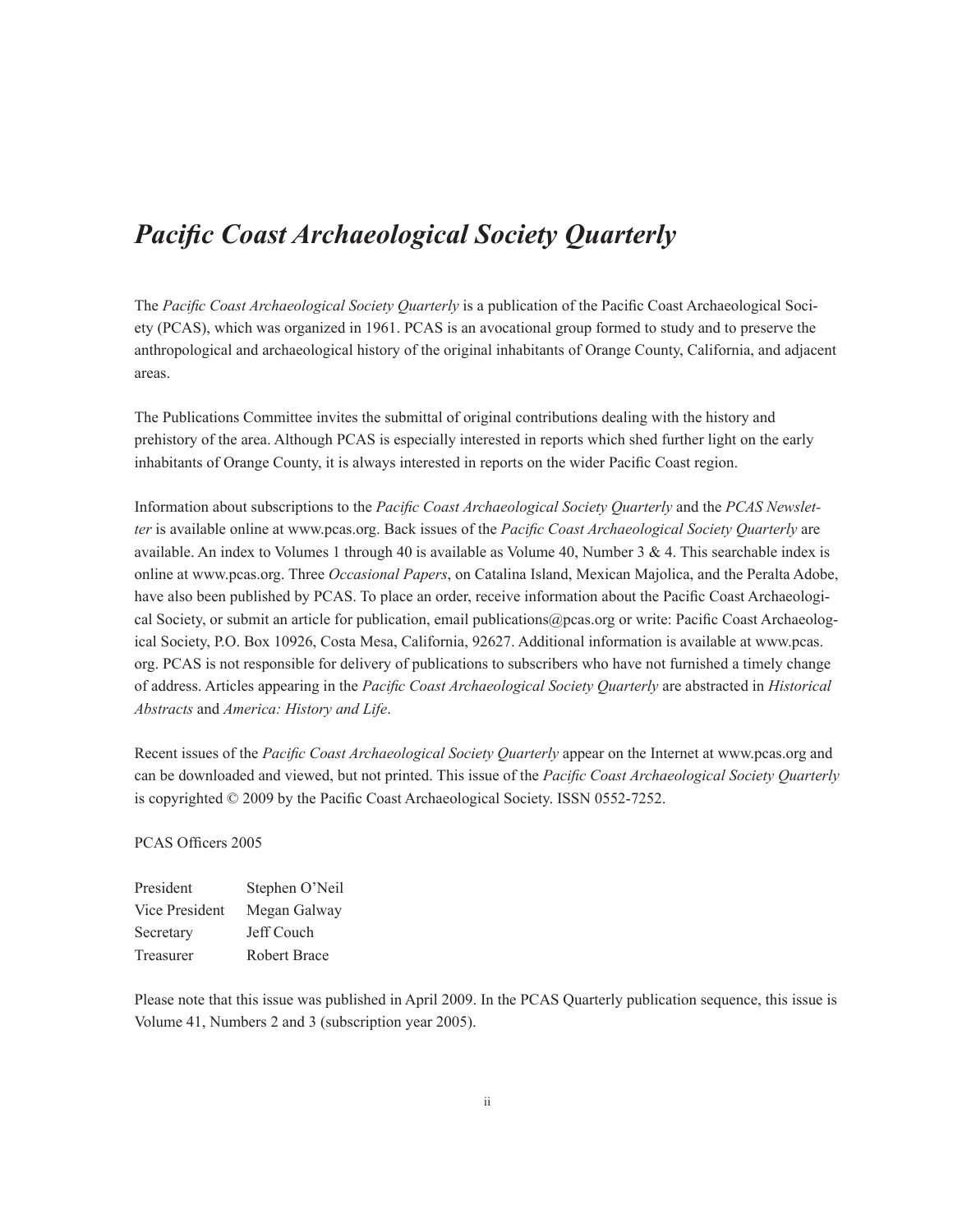# *Pacific Coast Archaeological Society Quarterly*

The *Pacific Coast Archaeological Society Quarterly* is a publication of the Pacific Coast Archaeological Society (PCAS), which was organized in 1961. PCAS is an avocational group formed to study and to preserve the anthropological and archaeological history of the original inhabitants of Orange County, California, and adjacent areas.

The Publications Committee invites the submittal of original contributions dealing with the history and prehistory of the area. Although PCAS is especially interested in reports which shed further light on the early inhabitants of Orange County, it is always interested in reports on the wider Pacific Coast region.

Information about subscriptions to the *Pacific Coast Archaeological Society Quarterly* and the *PCAS Newsletter* is available online at www.pcas.org. Back issues of the *Pacific Coast Archaeological Society Quarterly* are available. An index to Volumes 1 through 40 is available as Volume 40, Number 3 & 4. This searchable index is online at www.pcas.org. Three *Occasional Papers*, on Catalina Island, Mexican Majolica, and the Peralta Adobe, have also been published by PCAS. To place an order, receive information about the Pacific Coast Archaeological Society, or submit an article for publication, email publications@pcas.org or write: Pacific Coast Archaeological Society, P.O. Box 10926, Costa Mesa, California, 92627. Additional information is available at www.pcas.org. PCAS is not responsible for delivery of publications to subscribers who have not furnished a timely change of address. Articles appearing in the *Pacific Coast Archaeological Society Quarterly* are abstracted in *Historical Abstracts* and *America: History and Life*.

Recent issues of the *Pacific Coast Archaeological Society Quarterly* appear on the Internet at www.pcas.org and can be downloaded and viewed, but not printed. This issue of the *Pacific Coast Archaeological Society Quarterly* is copyrighted © 2009 by the Pacific Coast Archaeological Society. ISSN 0552-7252.

PCAS Officers 2005

| | |
|---|---|
| President | Stephen O'Neil |
| Vice President | Megan Galway |
| Secretary | Jeff Couch |
| Treasurer | Robert Brace |

Please note that this issue was published in April 2009. In the PCAS Quarterly publication sequence, this issue is Volume 41, Numbers 2 and 3 (subscription year 2005).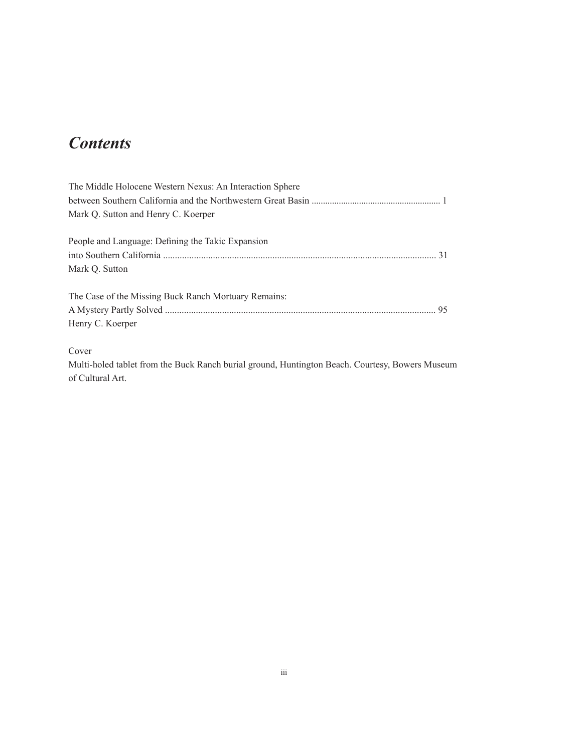# *Contents*

The Middle Holocene Western Nexus: An Interaction Sphere between Southern California and the Northwestern Great Basin ........................................................ 1
Mark Q. Sutton and Henry C. Koerper

People and Language: Defining the Takic Expansion into Southern California ................................................................................................................... 31
Mark Q. Sutton

The Case of the Missing Buck Ranch Mortuary Remains: A Mystery Partly Solved ................................................................................................................. 95
Henry C. Koerper

Cover
Multi-holed tablet from the Buck Ranch burial ground, Huntington Beach. Courtesy, Bowers Museum of Cultural Art.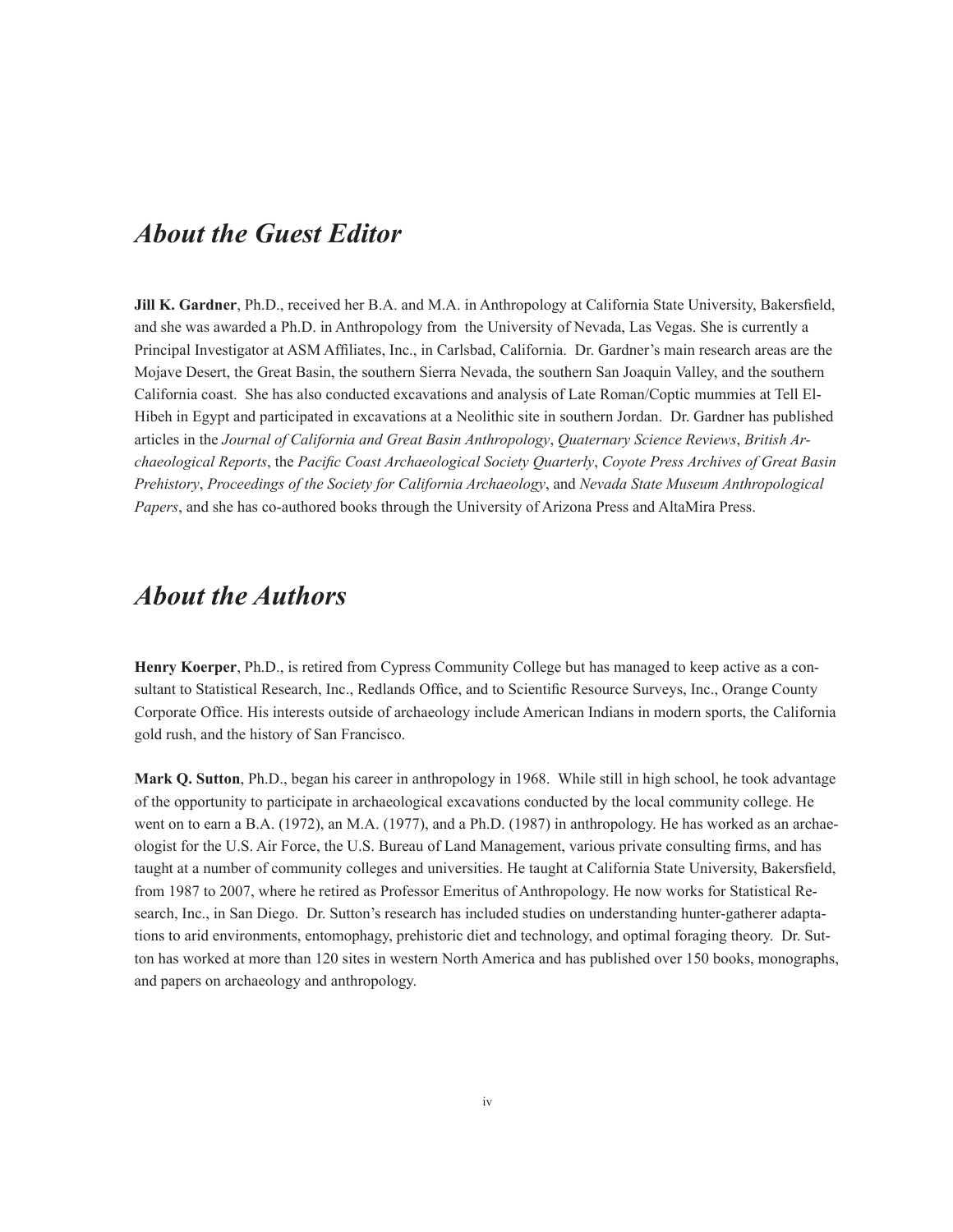## *About the Guest Editor*

**Jill K. Gardner**, Ph.D., received her B.A. and M.A. in Anthropology at California State University, Bakersfield, and she was awarded a Ph.D. in Anthropology from the University of Nevada, Las Vegas. She is currently a Principal Investigator at ASM Affiliates, Inc., in Carlsbad, California. Dr. Gardner's main research areas are the Mojave Desert, the Great Basin, the southern Sierra Nevada, the southern San Joaquin Valley, and the southern California coast. She has also conducted excavations and analysis of Late Roman/Coptic mummies at Tell El-Hibeh in Egypt and participated in excavations at a Neolithic site in southern Jordan. Dr. Gardner has published articles in the *Journal of California and Great Basin Anthropology*, *Quaternary Science Reviews*, *British Archaeological Reports*, the *Pacific Coast Archaeological Society Quarterly*, *Coyote Press Archives of Great Basin Prehistory*, *Proceedings of the Society for California Archaeology*, and *Nevada State Museum Anthropological Papers*, and she has co-authored books through the University of Arizona Press and AltaMira Press.

## *About the Authors*

**Henry Koerper**, Ph.D., is retired from Cypress Community College but has managed to keep active as a consultant to Statistical Research, Inc., Redlands Office, and to Scientific Resource Surveys, Inc., Orange County Corporate Office. His interests outside of archaeology include American Indians in modern sports, the California gold rush, and the history of San Francisco.

**Mark Q. Sutton**, Ph.D., began his career in anthropology in 1968. While still in high school, he took advantage of the opportunity to participate in archaeological excavations conducted by the local community college. He went on to earn a B.A. (1972), an M.A. (1977), and a Ph.D. (1987) in anthropology. He has worked as an archaeologist for the U.S. Air Force, the U.S. Bureau of Land Management, various private consulting firms, and has taught at a number of community colleges and universities. He taught at California State University, Bakersfield, from 1987 to 2007, where he retired as Professor Emeritus of Anthropology. He now works for Statistical Research, Inc., in San Diego. Dr. Sutton's research has included studies on understanding hunter-gatherer adaptations to arid environments, entomophagy, prehistoric diet and technology, and optimal foraging theory. Dr. Sutton has worked at more than 120 sites in western North America and has published over 150 books, monographs, and papers on archaeology and anthropology.